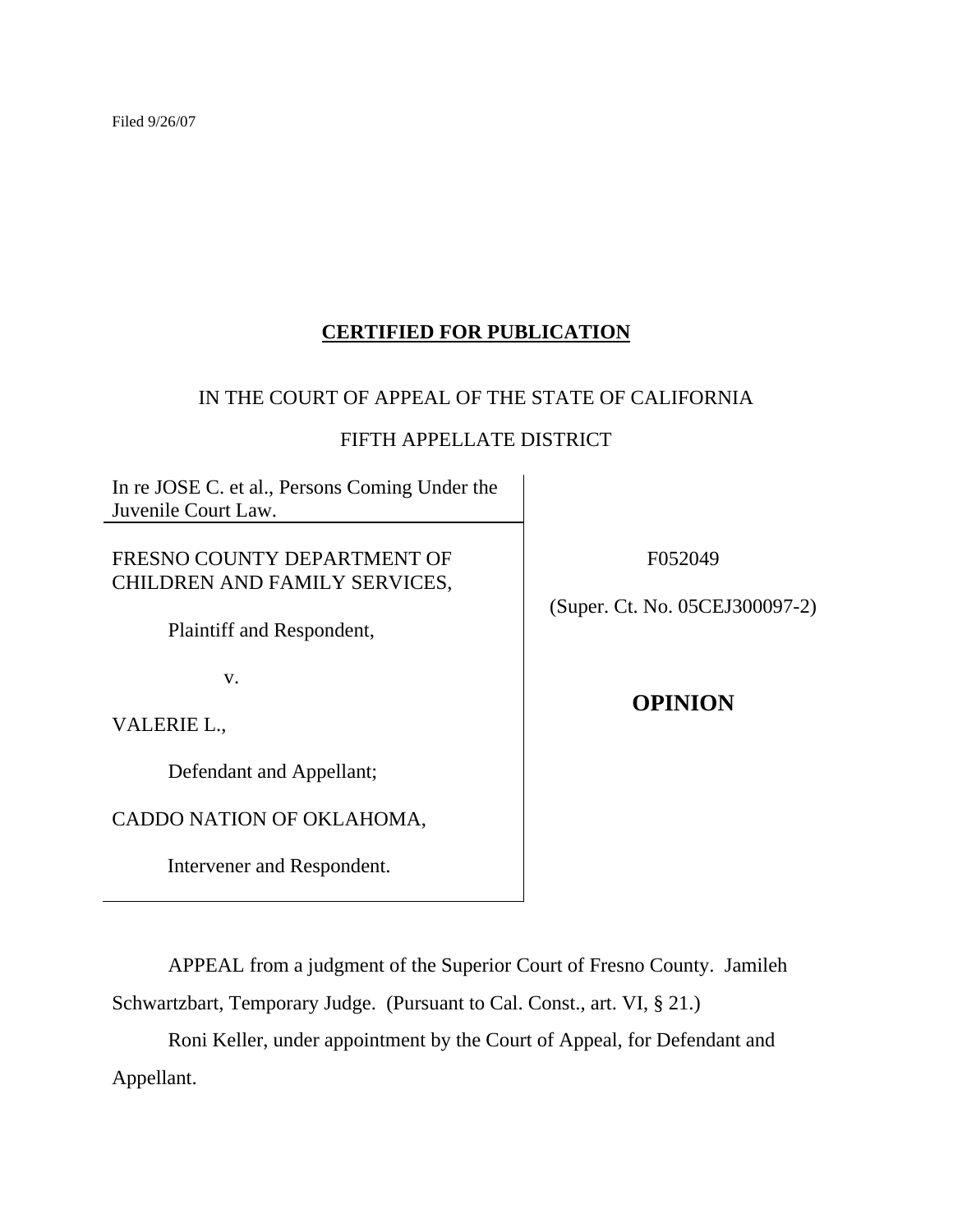Filed 9/26/07

**CERTIFIED FOR PUBLICATION**

IN THE COURT OF APPEAL OF THE STATE OF CALIFORNIA

FIFTH APPELLATE DISTRICT

| | |
|---|---|
| In re JOSE C. et al., Persons Coming Under the Juvenile Court Law. | |
| FRESNO COUNTY DEPARTMENT OF CHILDREN AND FAMILY SERVICES,<br><br>Plaintiff and Respondent,<br><br>v.<br><br>VALERIE L.,<br><br>Defendant and Appellant;<br><br>CADDO NATION OF OKLAHOMA,<br><br>Intervener and Respondent. | F052049<br><br>(Super. Ct. No. 05CEJ300097-2)<br><br>**OPINION** |

APPEAL from a judgment of the Superior Court of Fresno County. Jamileh Schwartzbart, Temporary Judge. (Pursuant to Cal. Const., art. VI, § 21.)

Roni Keller, under appointment by the Court of Appeal, for Defendant and Appellant.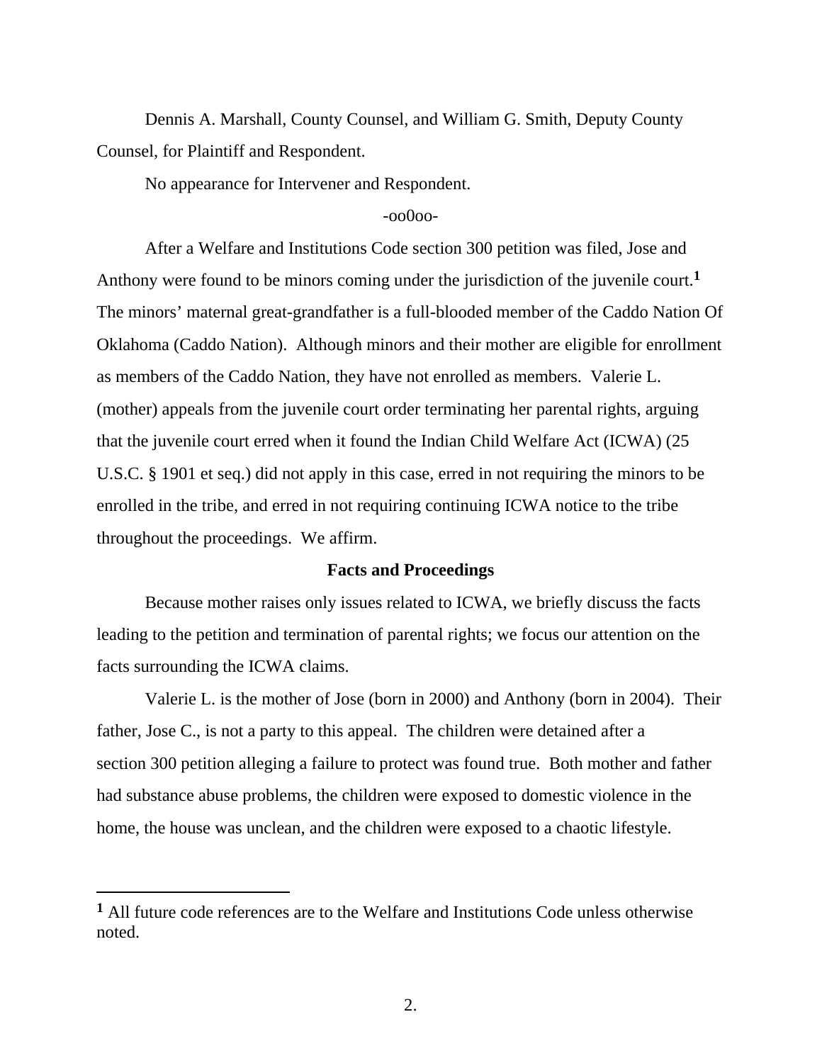Dennis A. Marshall, County Counsel, and William G. Smith, Deputy County Counsel, for Plaintiff and Respondent.

No appearance for Intervener and Respondent.

-oo0oo-

After a Welfare and Institutions Code section 300 petition was filed, Jose and Anthony were found to be minors coming under the jurisdiction of the juvenile court.[1] The minors' maternal great-grandfather is a full-blooded member of the Caddo Nation Of Oklahoma (Caddo Nation). Although minors and their mother are eligible for enrollment as members of the Caddo Nation, they have not enrolled as members. Valerie L. (mother) appeals from the juvenile court order terminating her parental rights, arguing that the juvenile court erred when it found the Indian Child Welfare Act (ICWA) (25 U.S.C. § 1901 et seq.) did not apply in this case, erred in not requiring the minors to be enrolled in the tribe, and erred in not requiring continuing ICWA notice to the tribe throughout the proceedings. We affirm.

## Facts and Proceedings

Because mother raises only issues related to ICWA, we briefly discuss the facts leading to the petition and termination of parental rights; we focus our attention on the facts surrounding the ICWA claims.

Valerie L. is the mother of Jose (born in 2000) and Anthony (born in 2004). Their father, Jose C., is not a party to this appeal. The children were detained after a section 300 petition alleging a failure to protect was found true. Both mother and father had substance abuse problems, the children were exposed to domestic violence in the home, the house was unclean, and the children were exposed to a chaotic lifestyle.

---

[1] All future code references are to the Welfare and Institutions Code unless otherwise noted.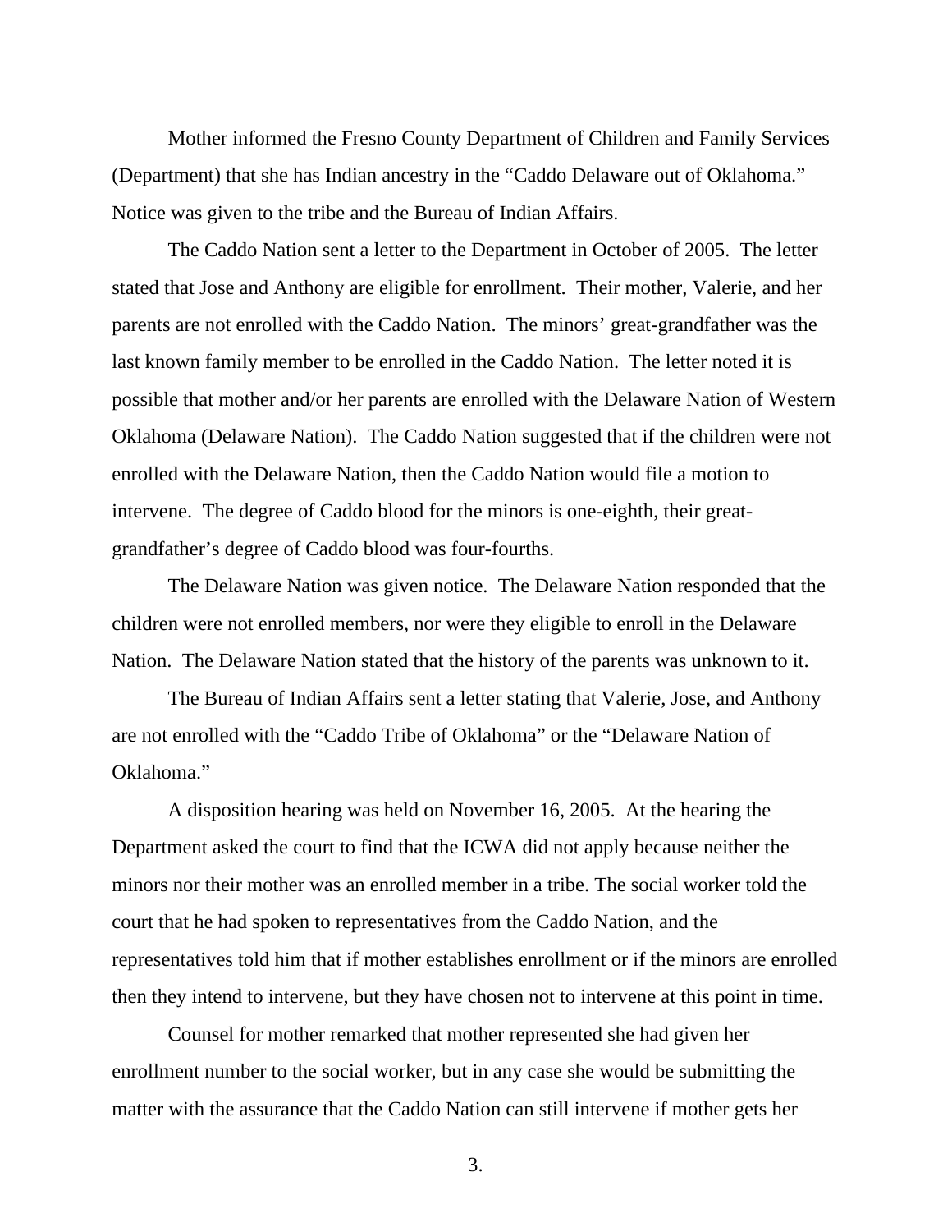Mother informed the Fresno County Department of Children and Family Services (Department) that she has Indian ancestry in the "Caddo Delaware out of Oklahoma." Notice was given to the tribe and the Bureau of Indian Affairs.

The Caddo Nation sent a letter to the Department in October of 2005. The letter stated that Jose and Anthony are eligible for enrollment. Their mother, Valerie, and her parents are not enrolled with the Caddo Nation. The minors' great-grandfather was the last known family member to be enrolled in the Caddo Nation. The letter noted it is possible that mother and/or her parents are enrolled with the Delaware Nation of Western Oklahoma (Delaware Nation). The Caddo Nation suggested that if the children were not enrolled with the Delaware Nation, then the Caddo Nation would file a motion to intervene. The degree of Caddo blood for the minors is one-eighth, their great-grandfather's degree of Caddo blood was four-fourths.

The Delaware Nation was given notice. The Delaware Nation responded that the children were not enrolled members, nor were they eligible to enroll in the Delaware Nation. The Delaware Nation stated that the history of the parents was unknown to it.

The Bureau of Indian Affairs sent a letter stating that Valerie, Jose, and Anthony are not enrolled with the "Caddo Tribe of Oklahoma" or the "Delaware Nation of Oklahoma."

A disposition hearing was held on November 16, 2005. At the hearing the Department asked the court to find that the ICWA did not apply because neither the minors nor their mother was an enrolled member in a tribe. The social worker told the court that he had spoken to representatives from the Caddo Nation, and the representatives told him that if mother establishes enrollment or if the minors are enrolled then they intend to intervene, but they have chosen not to intervene at this point in time.

Counsel for mother remarked that mother represented she had given her enrollment number to the social worker, but in any case she would be submitting the matter with the assurance that the Caddo Nation can still intervene if mother gets her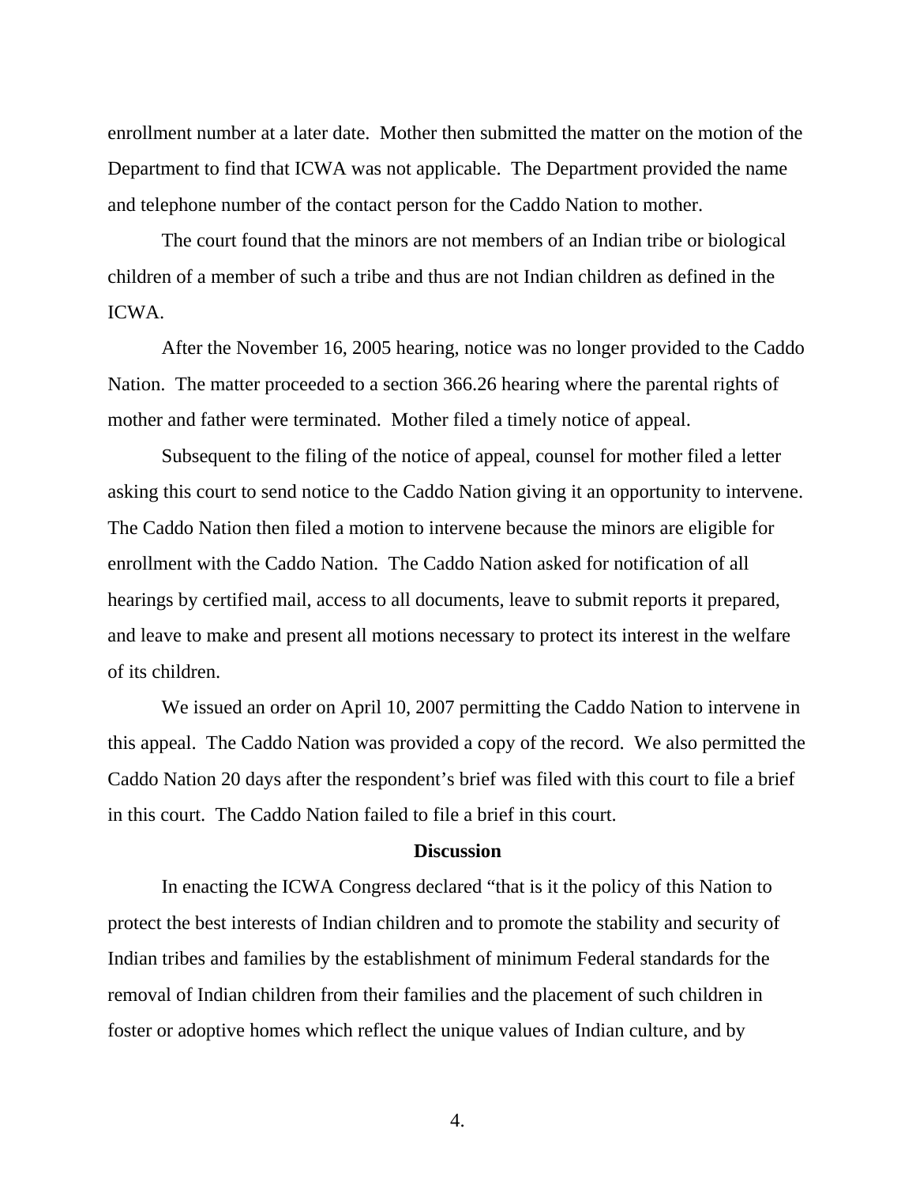enrollment number at a later date. Mother then submitted the matter on the motion of the Department to find that ICWA was not applicable. The Department provided the name and telephone number of the contact person for the Caddo Nation to mother.

The court found that the minors are not members of an Indian tribe or biological children of a member of such a tribe and thus are not Indian children as defined in the ICWA.

After the November 16, 2005 hearing, notice was no longer provided to the Caddo Nation. The matter proceeded to a section 366.26 hearing where the parental rights of mother and father were terminated. Mother filed a timely notice of appeal.

Subsequent to the filing of the notice of appeal, counsel for mother filed a letter asking this court to send notice to the Caddo Nation giving it an opportunity to intervene. The Caddo Nation then filed a motion to intervene because the minors are eligible for enrollment with the Caddo Nation. The Caddo Nation asked for notification of all hearings by certified mail, access to all documents, leave to submit reports it prepared, and leave to make and present all motions necessary to protect its interest in the welfare of its children.

We issued an order on April 10, 2007 permitting the Caddo Nation to intervene in this appeal. The Caddo Nation was provided a copy of the record. We also permitted the Caddo Nation 20 days after the respondent's brief was filed with this court to file a brief in this court. The Caddo Nation failed to file a brief in this court.

## Discussion

In enacting the ICWA Congress declared "that is it the policy of this Nation to protect the best interests of Indian children and to promote the stability and security of Indian tribes and families by the establishment of minimum Federal standards for the removal of Indian children from their families and the placement of such children in foster or adoptive homes which reflect the unique values of Indian culture, and by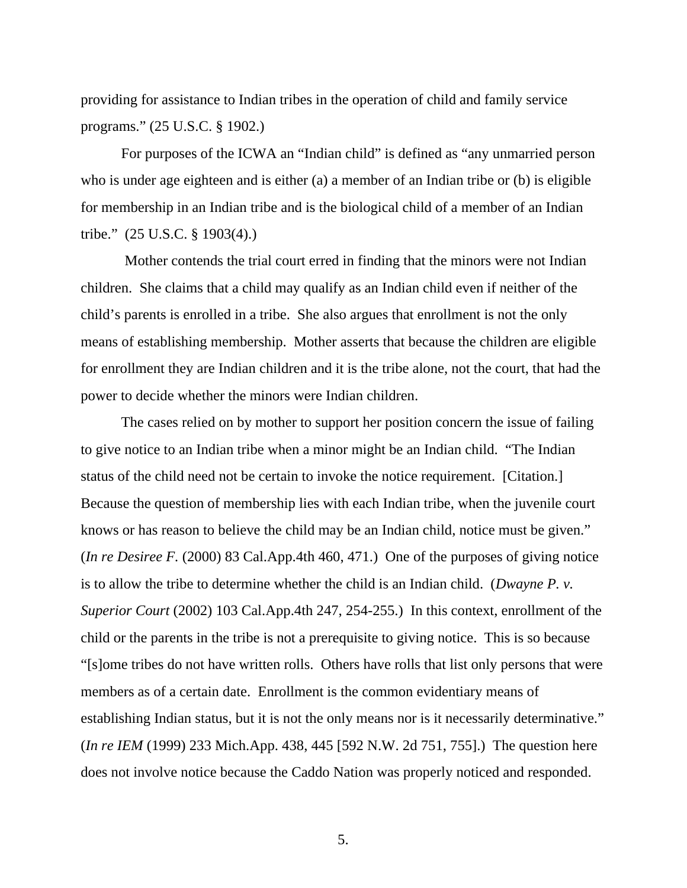providing for assistance to Indian tribes in the operation of child and family service programs." (25 U.S.C. § 1902.)

For purposes of the ICWA an "Indian child" is defined as "any unmarried person who is under age eighteen and is either (a) a member of an Indian tribe or (b) is eligible for membership in an Indian tribe and is the biological child of a member of an Indian tribe." (25 U.S.C. § 1903(4).)

Mother contends the trial court erred in finding that the minors were not Indian children. She claims that a child may qualify as an Indian child even if neither of the child's parents is enrolled in a tribe. She also argues that enrollment is not the only means of establishing membership. Mother asserts that because the children are eligible for enrollment they are Indian children and it is the tribe alone, not the court, that had the power to decide whether the minors were Indian children.

The cases relied on by mother to support her position concern the issue of failing to give notice to an Indian tribe when a minor might be an Indian child. "The Indian status of the child need not be certain to invoke the notice requirement. [Citation.] Because the question of membership lies with each Indian tribe, when the juvenile court knows or has reason to believe the child may be an Indian child, notice must be given." (*In re Desiree F.* (2000) 83 Cal.App.4th 460, 471.) One of the purposes of giving notice is to allow the tribe to determine whether the child is an Indian child. (*Dwayne P. v. Superior Court* (2002) 103 Cal.App.4th 247, 254-255.) In this context, enrollment of the child or the parents in the tribe is not a prerequisite to giving notice. This is so because "[s]ome tribes do not have written rolls. Others have rolls that list only persons that were members as of a certain date. Enrollment is the common evidentiary means of establishing Indian status, but it is not the only means nor is it necessarily determinative." (*In re IEM* (1999) 233 Mich.App. 438, 445 [592 N.W. 2d 751, 755].) The question here does not involve notice because the Caddo Nation was properly noticed and responded.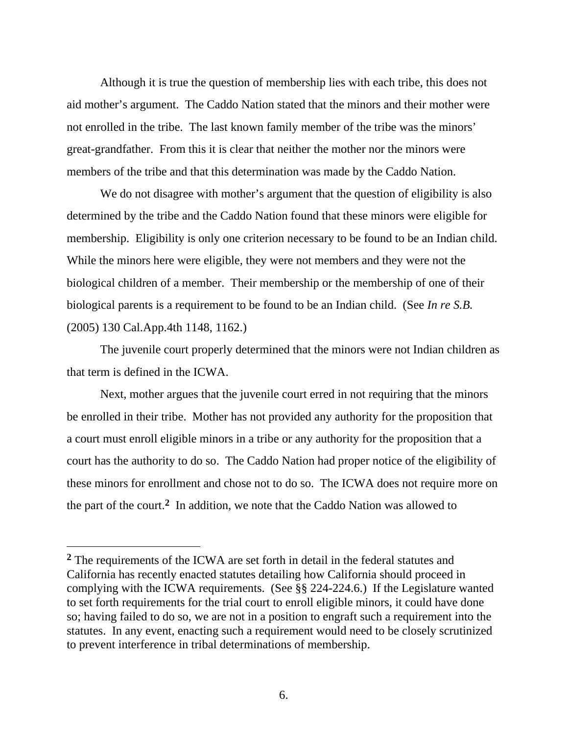Although it is true the question of membership lies with each tribe, this does not aid mother's argument. The Caddo Nation stated that the minors and their mother were not enrolled in the tribe. The last known family member of the tribe was the minors' great-grandfather. From this it is clear that neither the mother nor the minors were members of the tribe and that this determination was made by the Caddo Nation.

We do not disagree with mother's argument that the question of eligibility is also determined by the tribe and the Caddo Nation found that these minors were eligible for membership. Eligibility is only one criterion necessary to be found to be an Indian child. While the minors here were eligible, they were not members and they were not the biological children of a member. Their membership or the membership of one of their biological parents is a requirement to be found to be an Indian child. (See *In re S.B.* (2005) 130 Cal.App.4th 1148, 1162.)

The juvenile court properly determined that the minors were not Indian children as that term is defined in the ICWA.

Next, mother argues that the juvenile court erred in not requiring that the minors be enrolled in their tribe. Mother has not provided any authority for the proposition that a court must enroll eligible minors in a tribe or any authority for the proposition that a court has the authority to do so. The Caddo Nation had proper notice of the eligibility of these minors for enrollment and chose not to do so. The ICWA does not require more on the part of the court.[2] In addition, we note that the Caddo Nation was allowed to

---

[2] The requirements of the ICWA are set forth in detail in the federal statutes and California has recently enacted statutes detailing how California should proceed in complying with the ICWA requirements. (See §§ 224-224.6.) If the Legislature wanted to set forth requirements for the trial court to enroll eligible minors, it could have done so; having failed to do so, we are not in a position to engraft such a requirement into the statutes. In any event, enacting such a requirement would need to be closely scrutinized to prevent interference in tribal determinations of membership.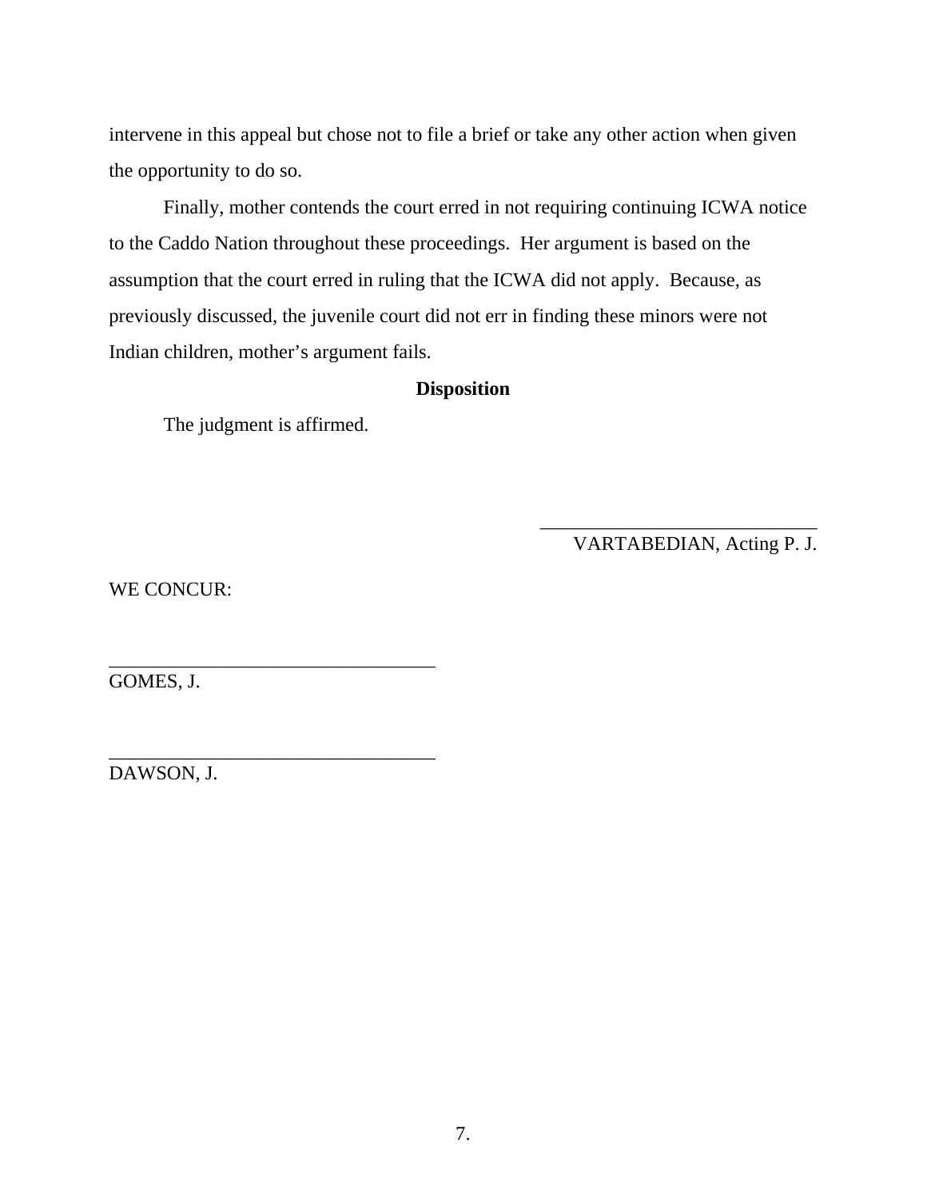intervene in this appeal but chose not to file a brief or take any other action when given the opportunity to do so.

Finally, mother contends the court erred in not requiring continuing ICWA notice to the Caddo Nation throughout these proceedings. Her argument is based on the assumption that the court erred in ruling that the ICWA did not apply. Because, as previously discussed, the juvenile court did not err in finding these minors were not Indian children, mother's argument fails.

**Disposition**

The judgment is affirmed.

\_\_\_\_\_\_\_\_\_\_\_\_\_\_\_\_\_\_\_\_\_\_\_\_\_\_\_\_\_\_
VARTABEDIAN, Acting P. J.

WE CONCUR:

\_\_\_\_\_\_\_\_\_\_\_\_\_\_\_\_\_\_\_\_\_\_\_\_\_\_\_\_\_\_
GOMES, J.

\_\_\_\_\_\_\_\_\_\_\_\_\_\_\_\_\_\_\_\_\_\_\_\_\_\_\_\_\_\_
DAWSON, J.